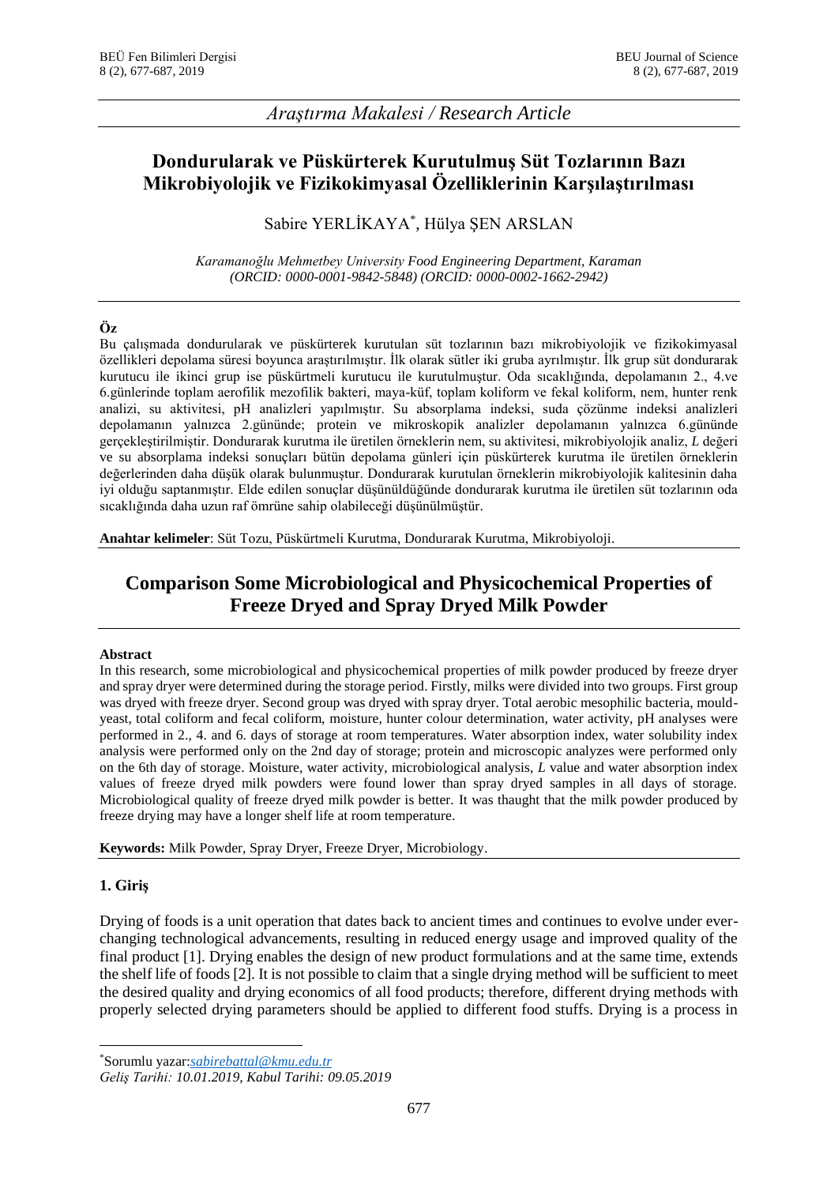*Araştırma Makalesi / Research Article*

# Dondurularak ve Püskürterek Kurutulmuş Süt Tozlarının Bazı Mikrobiyolojik ve Fizikokimyasal Özelliklerinin Karşılaştırılması

Sabire YERLİKAYA[*], Hülya ŞEN ARSLAN

*Karamanoğlu Mehmetbey University Food Engineering Department, Karaman*
*(ORCID: 0000-0001-9842-5848) (ORCID: 0000-0002-1662-2942)*

## Öz

Bu çalışmada dondurularak ve püskürterek kurutulan süt tozlarının bazı mikrobiyolojik ve fizikokimyasal özellikleri depolama süresi boyunca araştırılmıştır. İlk olarak sütler iki gruba ayrılmıştır. İlk grup süt dondurarak kurutucu ile ikinci grup ise püskürtmeli kurutucu ile kurutulmuştur. Oda sıcaklığında, depolamanın 2., 4.ve 6.günlerinde toplam aerofilik mezofilik bakteri, maya-küf, toplam koliform ve fekal koliform, nem, hunter renk analizi, su aktivitesi, pH analizleri yapılmıştır. Su absorplama indeksi, suda çözünme indeksi analizleri depolamanın yalnızca 2.gününde; protein ve mikroskopik analizler depolamanın yalnızca 6.gününde gerçekleştirilmiştir. Dondurarak kurutma ile üretilen örneklerin nem, su aktivitesi, mikrobiyolojik analiz, *L* değeri ve su absorplama indeksi sonuçları bütün depolama günleri için püskürterek kurutma ile üretilen örneklerin değerlerinden daha düşük olarak bulunmuştur. Dondurarak kurutulan örneklerin mikrobiyolojik kalitesinin daha iyi olduğu saptanmıştır. Elde edilen sonuçlar düşünüldüğünde dondurarak kurutma ile üretilen süt tozlarının oda sıcaklığında daha uzun raf ömrüne sahip olabileceği düşünülmüştür.

**Anahtar kelimeler**: Süt Tozu, Püskürtmeli Kurutma, Dondurarak Kurutma, Mikrobiyoloji.

# Comparison Some Microbiological and Physicochemical Properties of Freeze Dryed and Spray Dryed Milk Powder

## Abstract

In this research, some microbiological and physicochemical properties of milk powder produced by freeze dryer and spray dryer were determined during the storage period. Firstly, milks were divided into two groups. First group was dryed with freeze dryer. Second group was dryed with spray dryer. Total aerobic mesophilic bacteria, mould-yeast, total coliform and fecal coliform, moisture, hunter colour determination, water activity, pH analyses were performed in 2., 4. and 6. days of storage at room temperatures. Water absorption index, water solubility index analysis were performed only on the 2nd day of storage; protein and microscopic analyzes were performed only on the 6th day of storage. Moisture, water activity, microbiological analysis, *L* value and water absorption index values of freeze dryed milk powders were found lower than spray dryed samples in all days of storage. Microbiological quality of freeze dryed milk powder is better. It was thaught that the milk powder produced by freeze drying may have a longer shelf life at room temperature.

**Keywords:** Milk Powder, Spray Dryer, Freeze Dryer, Microbiology.

## 1. Giriş

Drying of foods is a unit operation that dates back to ancient times and continues to evolve under ever-changing technological advancements, resulting in reduced energy usage and improved quality of the final product [1]. Drying enables the design of new product formulations and at the same time, extends the shelf life of foods [2]. It is not possible to claim that a single drying method will be sufficient to meet the desired quality and drying economics of all food products; therefore, different drying methods with properly selected drying parameters should be applied to different food stuffs. Drying is a process in

---

[*] Sorumlu yazar: *sabirebattal@kmu.edu.tr*

*Geliş Tarihi: 10.01.2019, Kabul Tarihi: 09.05.2019*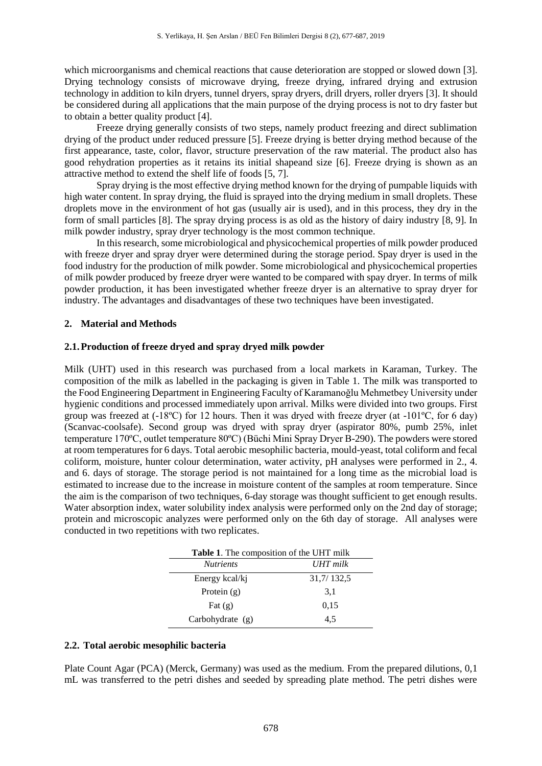which microorganisms and chemical reactions that cause deterioration are stopped or slowed down [3]. Drying technology consists of microwave drying, freeze drying, infrared drying and extrusion technology in addition to kiln dryers, tunnel dryers, spray dryers, drill dryers, roller dryers [3]. It should be considered during all applications that the main purpose of the drying process is not to dry faster but to obtain a better quality product [4].

Freeze drying generally consists of two steps, namely product freezing and direct sublimation drying of the product under reduced pressure [5]. Freeze drying is better drying method because of the first appearance, taste, color, flavor, structure preservation of the raw material. The product also has good rehydration properties as it retains its initial shapeand size [6]. Freeze drying is shown as an attractive method to extend the shelf life of foods [5, 7].

Spray drying is the most effective drying method known for the drying of pumpable liquids with high water content. In spray drying, the fluid is sprayed into the drying medium in small droplets. These droplets move in the environment of hot gas (usually air is used), and in this process, they dry in the form of small particles [8]. The spray drying process is as old as the history of dairy industry [8, 9]. In milk powder industry, spray dryer technology is the most common technique.

In this research, some microbiological and physicochemical properties of milk powder produced with freeze dryer and spray dryer were determined during the storage period. Spay dryer is used in the food industry for the production of milk powder. Some microbiological and physicochemical properties of milk powder produced by freeze dryer were wanted to be compared with spay dryer. In terms of milk powder production, it has been investigated whether freeze dryer is an alternative to spray dryer for industry. The advantages and disadvantages of these two techniques have been investigated.

## 2. Material and Methods

### 2.1. Production of freeze dryed and spray dryed milk powder

Milk (UHT) used in this research was purchased from a local markets in Karaman, Turkey. The composition of the milk as labelled in the packaging is given in Table 1. The milk was transported to the Food Engineering Department in Engineering Faculty of Karamanoğlu Mehmetbey University under hygienic conditions and processed immediately upon arrival. Milks were divided into two groups. First group was freezed at (-18ºC) for 12 hours. Then it was dryed with freeze dryer (at -101ºC, for 6 day) (Scanvac-coolsafe). Second group was dryed with spray dryer (aspirator 80%, pumb 25%, inlet temperature 170ºC, outlet temperature 80ºC) (Büchi Mini Spray Dryer B-290). The powders were stored at room temperatures for 6 days. Total aerobic mesophilic bacteria, mould-yeast, total coliform and fecal coliform, moisture, hunter colour determination, water activity, pH analyses were performed in 2., 4. and 6. days of storage. The storage period is not maintained for a long time as the microbial load is estimated to increase due to the increase in moisture content of the samples at room temperature. Since the aim is the comparison of two techniques, 6-day storage was thought sufficient to get enough results. Water absorption index, water solubility index analysis were performed only on the 2nd day of storage; protein and microscopic analyzes were performed only on the 6th day of storage. All analyses were conducted in two repetitions with two replicates.

**Table 1**. The composition of the UHT milk

| *Nutrients* | *UHT milk* |
|---|---|
| Energy kcal/kj | 31,7/ 132,5 |
| Protein (g) | 3,1 |
| Fat (g) | 0,15 |
| Carbohydrate (g) | 4,5 |

### 2.2. Total aerobic mesophilic bacteria

Plate Count Agar (PCA) (Merck, Germany) was used as the medium. From the prepared dilutions, 0,1 mL was transferred to the petri dishes and seeded by spreading plate method. The petri dishes were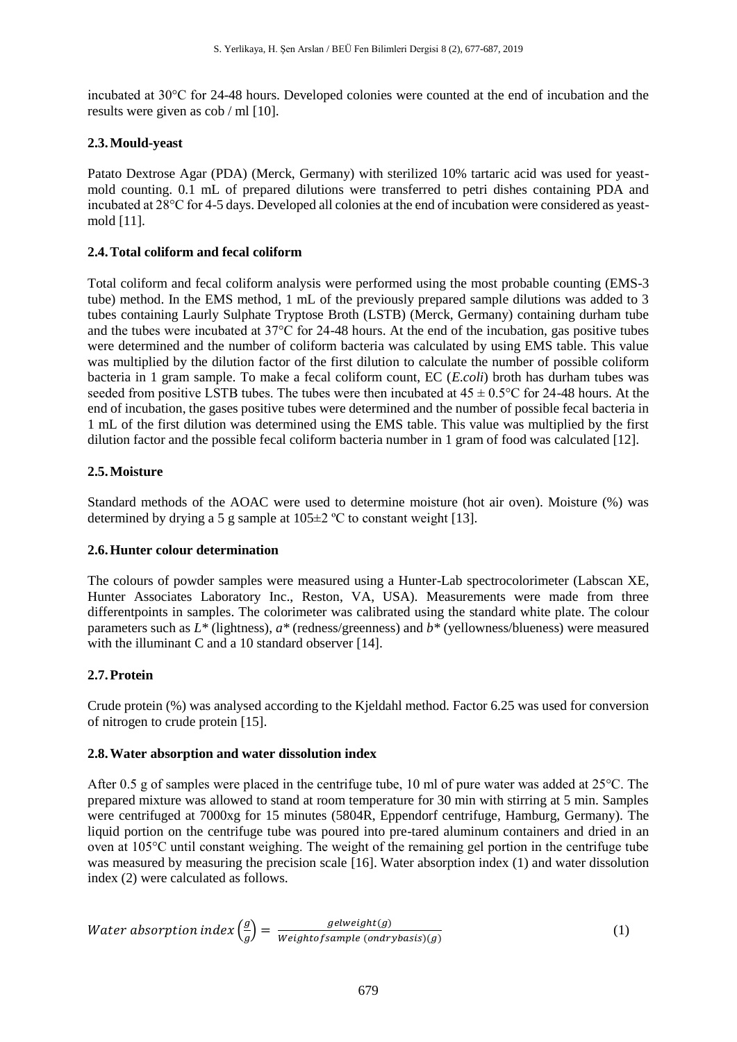incubated at 30°C for 24-48 hours. Developed colonies were counted at the end of incubation and the results were given as cob / ml [10].

### 2.3. Mould-yeast

Patato Dextrose Agar (PDA) (Merck, Germany) with sterilized 10% tartaric acid was used for yeast-mold counting. 0.1 mL of prepared dilutions were transferred to petri dishes containing PDA and incubated at 28°C for 4-5 days. Developed all colonies at the end of incubation were considered as yeast-mold [11].

### 2.4. Total coliform and fecal coliform

Total coliform and fecal coliform analysis were performed using the most probable counting (EMS-3 tube) method. In the EMS method, 1 mL of the previously prepared sample dilutions was added to 3 tubes containing Laurly Sulphate Tryptose Broth (LSTB) (Merck, Germany) containing durham tube and the tubes were incubated at 37°C for 24-48 hours. At the end of the incubation, gas positive tubes were determined and the number of coliform bacteria was calculated by using EMS table. This value was multiplied by the dilution factor of the first dilution to calculate the number of possible coliform bacteria in 1 gram sample. To make a fecal coliform count, EC (*E.coli*) broth has durham tubes was seeded from positive LSTB tubes. The tubes were then incubated at $45 \pm 0.5$°C for 24-48 hours. At the end of incubation, the gases positive tubes were determined and the number of possible fecal bacteria in 1 mL of the first dilution was determined using the EMS table. This value was multiplied by the first dilution factor and the possible fecal coliform bacteria number in 1 gram of food was calculated [12].

### 2.5. Moisture

Standard methods of the AOAC were used to determine moisture (hot air oven). Moisture (%) was determined by drying a 5 g sample at $105 \pm 2$ ºC to constant weight [13].

### 2.6. Hunter colour determination

The colours of powder samples were measured using a Hunter-Lab spectrocolorimeter (Labscan XE, Hunter Associates Laboratory Inc., Reston, VA, USA). Measurements were made from three differentpoints in samples. The colorimeter was calibrated using the standard white plate. The colour parameters such as $L^*$ (lightness), $a^*$ (redness/greenness) and $b^*$ (yellowness/blueness) were measured with the illuminant C and a 10 standard observer [14].

### 2.7. Protein

Crude protein (%) was analysed according to the Kjeldahl method. Factor 6.25 was used for conversion of nitrogen to crude protein [15].

### 2.8. Water absorption and water dissolution index

After 0.5 g of samples were placed in the centrifuge tube, 10 ml of pure water was added at 25°C. The prepared mixture was allowed to stand at room temperature for 30 min with stirring at 5 min. Samples were centrifuged at 7000xg for 15 minutes (5804R, Eppendorf centrifuge, Hamburg, Germany). The liquid portion on the centrifuge tube was poured into pre-tared aluminum containers and dried in an oven at 105°C until constant weighing. The weight of the remaining gel portion in the centrifuge tube was measured by measuring the precision scale [16]. Water absorption index (1) and water dissolution index (2) were calculated as follows.

$$Water\ absorption\ index\left(\frac{g}{g}\right) = \frac{gelweight(g)}{Weightofsample\ (ondrybasis)(g)} \quad (1)$$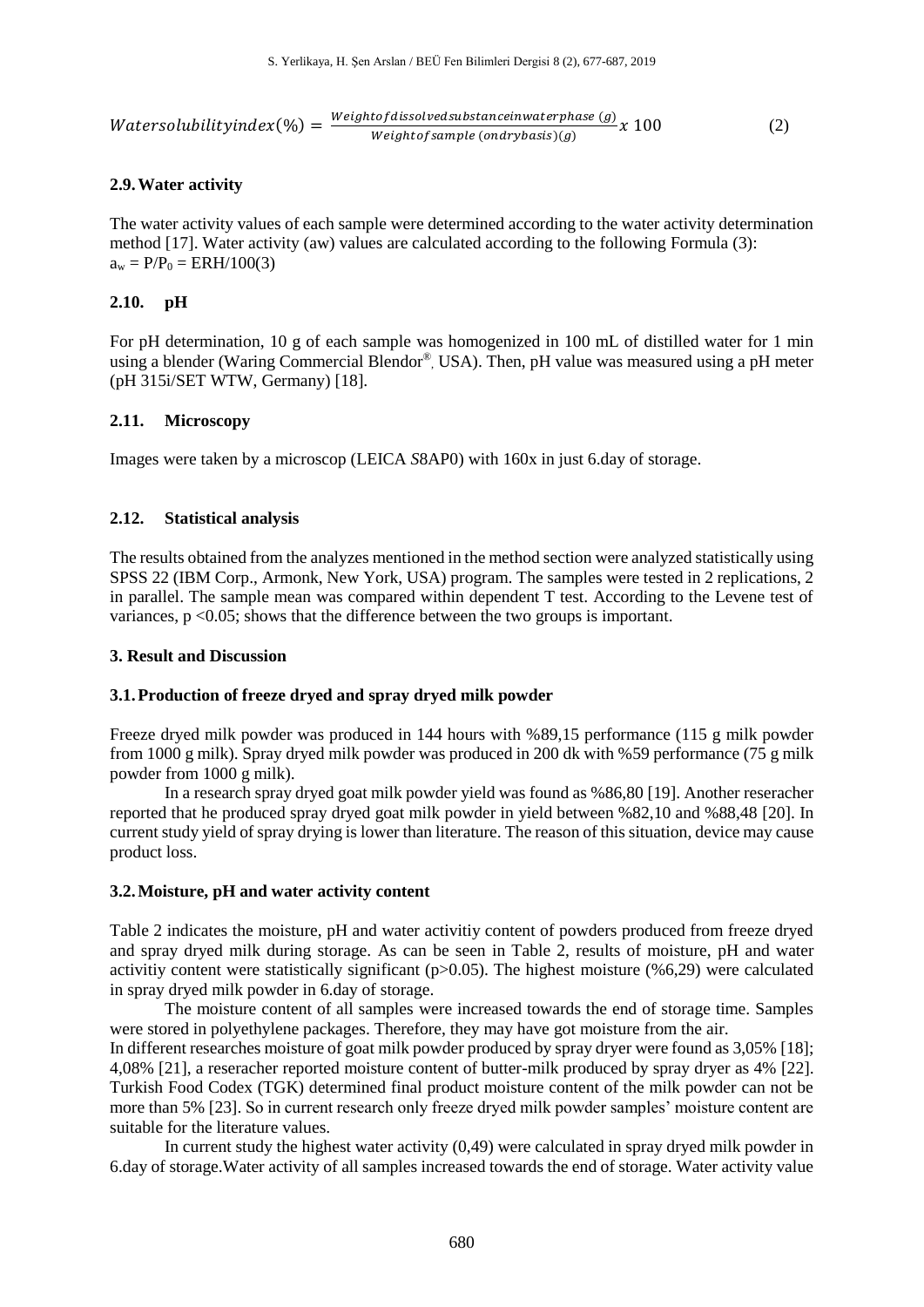$$Watersolubilityindex(\%) = \frac{Weightofdissolvedsubstanceinwaterphase\ (g)}{Weightofsample\ (ondrybasis)(g)} x\ 100 \qquad (2)$$

### 2.9. Water activity

The water activity values of each sample were determined according to the water activity determination method [17]. Water activity (aw) values are calculated according to the following Formula (3):
$a_w = P/P_0 = ERH/100$(3)

### 2.10. pH

For pH determination, 10 g of each sample was homogenized in 100 mL of distilled water for 1 min using a blender (Waring Commercial Blendor®, USA). Then, pH value was measured using a pH meter (pH 315i/SET WTW, Germany) [18].

### 2.11. Microscopy

Images were taken by a microscop (LEICA S8AP0) with 160x in just 6.day of storage.

### 2.12. Statistical analysis

The results obtained from the analyzes mentioned in the method section were analyzed statistically using SPSS 22 (IBM Corp., Armonk, New York, USA) program. The samples were tested in 2 replications, 2 in parallel. The sample mean was compared within dependent T test. According to the Levene test of variances, $p < 0.05$; shows that the difference between the two groups is important.

## 3. Result and Discussion

### 3.1. Production of freeze dryed and spray dryed milk powder

Freeze dryed milk powder was produced in 144 hours with %89,15 performance (115 g milk powder from 1000 g milk). Spray dryed milk powder was produced in 200 dk with %59 performance (75 g milk powder from 1000 g milk).

In a research spray dryed goat milk powder yield was found as %86,80 [19]. Another reseracher reported that he produced spray dryed goat milk powder in yield between %82,10 and %88,48 [20]. In current study yield of spray drying is lower than literature. The reason of this situation, device may cause product loss.

### 3.2. Moisture, pH and water activity content

Table 2 indicates the moisture, pH and water activitiy content of powders produced from freeze dryed and spray dryed milk during storage. As can be seen in Table 2, results of moisture, pH and water activitiy content were statistically significant ($p > 0.05$). The highest moisture (%6,29) were calculated in spray dryed milk powder in 6.day of storage.

The moisture content of all samples were increased towards the end of storage time. Samples were stored in polyethylene packages. Therefore, they may have got moisture from the air.

In different researches moisture of goat milk powder produced by spray dryer were found as 3,05% [18]; 4,08% [21], a reseracher reported moisture content of butter-milk produced by spray dryer as 4% [22]. Turkish Food Codex (TGK) determined final product moisture content of the milk powder can not be more than 5% [23]. So in current research only freeze dryed milk powder samples' moisture content are suitable for the literature values.

In current study the highest water activity (0,49) were calculated in spray dryed milk powder in 6.day of storage.Water activity of all samples increased towards the end of storage. Water activity value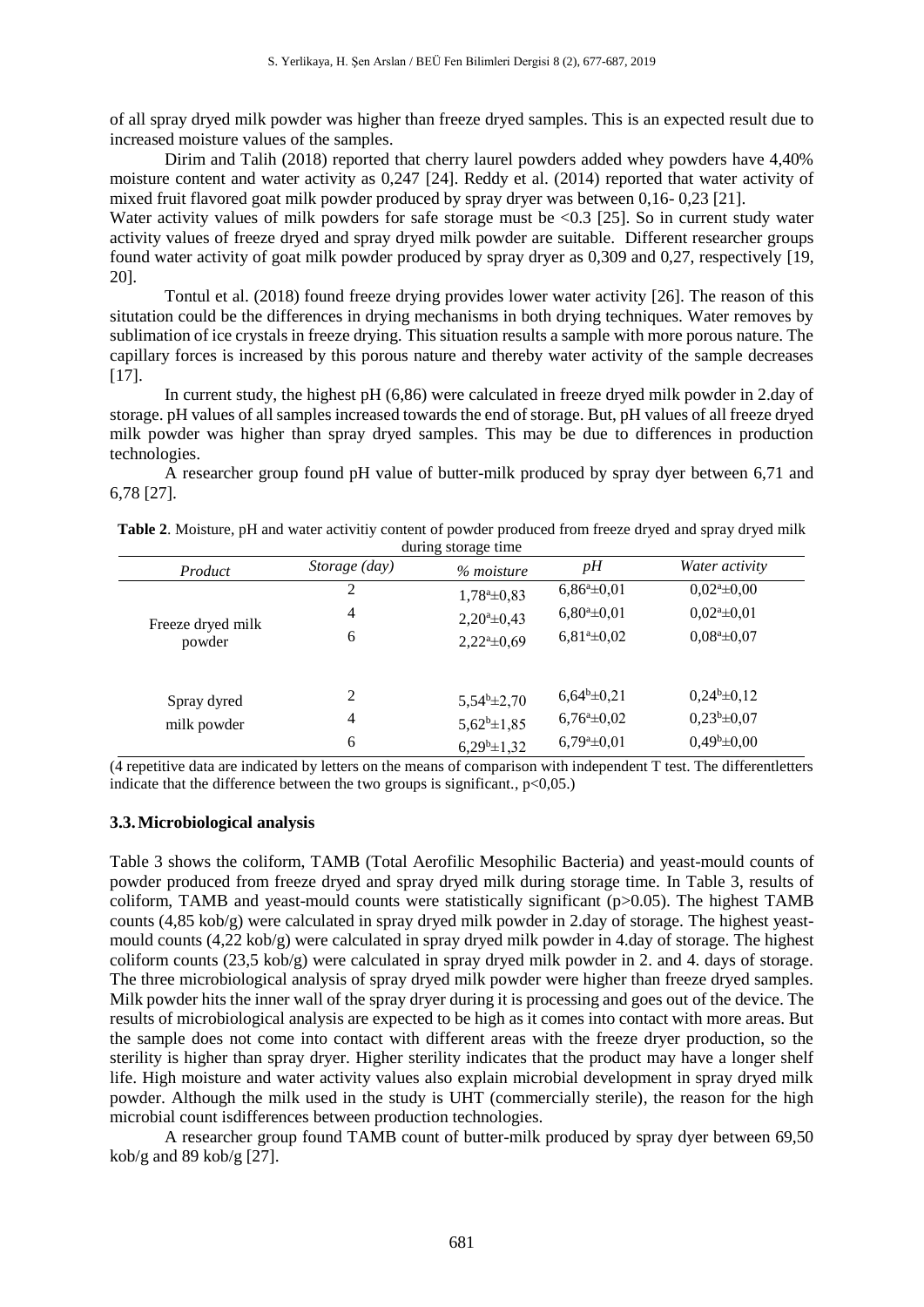of all spray dryed milk powder was higher than freeze dryed samples. This is an expected result due to increased moisture values of the samples.

Dirim and Talih (2018) reported that cherry laurel powders added whey powders have 4,40% moisture content and water activity as 0,247 [24]. Reddy et al. (2014) reported that water activity of mixed fruit flavored goat milk powder produced by spray dryer was between 0,16- 0,23 [21].

Water activity values of milk powders for safe storage must be <0.3 [25]. So in current study water activity values of freeze dryed and spray dryed milk powder are suitable. Different researcher groups found water activity of goat milk powder produced by spray dryer as 0,309 and 0,27, respectively [19, 20].

Tontul et al. (2018) found freeze drying provides lower water activity [26]. The reason of this situtation could be the differences in drying mechanisms in both drying techniques. Water removes by sublimation of ice crystals in freeze drying. This situation results a sample with more porous nature. The capillary forces is increased by this porous nature and thereby water activity of the sample decreases [17].

In current study, the highest pH (6,86) were calculated in freeze dryed milk powder in 2.day of storage. pH values of all samples increased towards the end of storage. But, pH values of all freeze dryed milk powder was higher than spray dryed samples. This may be due to differences in production technologies.

A researcher group found pH value of butter-milk produced by spray dyer between 6,71 and 6,78 [27].

**Table 2**. Moisture, pH and water activitiy content of powder produced from freeze dryed and spray dryed milk during storage time

| *Product* | *Storage (day)* | *% moisture* | *pH* | *Water activity* |
|---|---|---|---|---|
| Freeze dryed milk powder | 2 | $1{,}78^{a}\pm0{,}83$ | $6{,}86^{a}\pm0{,}01$ | $0{,}02^{a}\pm0{,}00$ |
| | 4 | $2{,}20^{a}\pm0{,}43$ | $6{,}80^{a}\pm0{,}01$ | $0{,}02^{a}\pm0{,}01$ |
| | 6 | $2{,}22^{a}\pm0{,}69$ | $6{,}81^{a}\pm0{,}02$ | $0{,}08^{a}\pm0{,}07$ |
| Spray dyred milk powder | 2 | $5{,}54^{b}\pm2{,}70$ | $6{,}64^{b}\pm0{,}21$ | $0{,}24^{b}\pm0{,}12$ |
| | 4 | $5{,}62^{b}\pm1{,}85$ | $6{,}76^{a}\pm0{,}02$ | $0{,}23^{b}\pm0{,}07$ |
| | 6 | $6{,}29^{b}\pm1{,}32$ | $6{,}79^{a}\pm0{,}01$ | $0{,}49^{b}\pm0{,}00$ |

(4 repetitive data are indicated by letters on the means of comparison with independent T test. The differentletters indicate that the difference between the two groups is significant., $p<0{,}05$.)

### 3.3. Microbiological analysis

Table 3 shows the coliform, TAMB (Total Aerofilic Mesophilic Bacteria) and yeast-mould counts of powder produced from freeze dryed and spray dryed milk during storage time. In Table 3, results of coliform, TAMB and yeast-mould counts were statistically significant ($p>0.05$). The highest TAMB counts (4,85 kob/g) were calculated in spray dryed milk powder in 2.day of storage. The highest yeast-mould counts (4,22 kob/g) were calculated in spray dryed milk powder in 4.day of storage. The highest coliform counts (23,5 kob/g) were calculated in spray dryed milk powder in 2. and 4. days of storage. The three microbiological analysis of spray dryed milk powder were higher than freeze dryed samples. Milk powder hits the inner wall of the spray dryer during it is processing and goes out of the device. The results of microbiological analysis are expected to be high as it comes into contact with more areas. But the sample does not come into contact with different areas with the freeze dryer production, so the sterility is higher than spray dryer. Higher sterility indicates that the product may have a longer shelf life. High moisture and water activity values also explain microbial development in spray dryed milk powder. Although the milk used in the study is UHT (commercially sterile), the reason for the high microbial count isdifferences between production technologies.

A researcher group found TAMB count of butter-milk produced by spray dyer between 69,50 kob/g and 89 kob/g [27].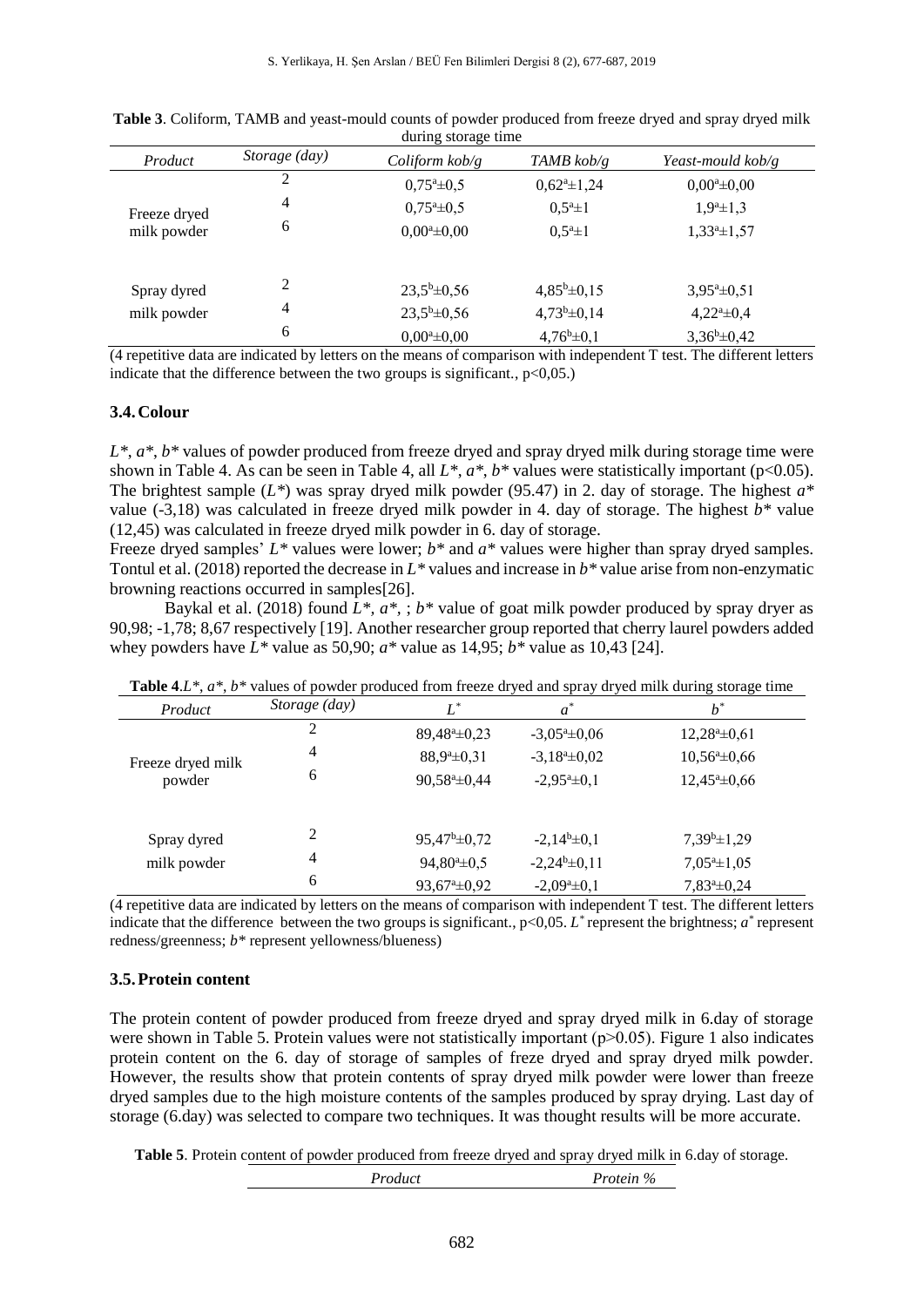**Table 3**. Coliform, TAMB and yeast-mould counts of powder produced from freeze dryed and spray dryed milk during storage time

| Product | Storage (day) | Coliform kob/g | TAMB kob/g | Yeast-mould kob/g |
|---|---|---|---|---|
| Freeze dryed milk powder | 2 | $0,75^a$±0,5 | $0,62^a$±1,24 | $0,00^a$±0,00 |
| | 4 | $0,75^a$±0,5 | $0,5^a$±1 | $1,9^a$±1,3 |
| | 6 | $0,00^a$±0,00 | $0,5^a$±1 | $1,33^a$±1,57 |
| Spray dyred milk powder | 2 | $23,5^b$±0,56 | $4,85^b$±0,15 | $3,95^a$±0,51 |
| | 4 | $23,5^b$±0,56 | $4,73^b$±0,14 | $4,22^a$±0,4 |
| | 6 | $0,00^a$±0,00 | $4,76^b$±0,1 | $3,36^b$±0,42 |

(4 repetitive data are indicated by letters on the means of comparison with independent T test. The different letters indicate that the difference between the two groups is significant., p<0,05.)

### 3.4. Colour

*L\**, *a\**, *b\** values of powder produced from freeze dryed and spray dryed milk during storage time were shown in Table 4. As can be seen in Table 4, all *L\**, *a\**, *b\** values were statistically important (p<0.05). The brightest sample (*L\**) was spray dryed milk powder (95.47) in 2. day of storage. The highest *a\** value (-3,18) was calculated in freeze dryed milk powder in 4. day of storage. The highest *b\** value (12,45) was calculated in freeze dryed milk powder in 6. day of storage.

Freeze dryed samples' *L\** values were lower; *b\** and *a\** values were higher than spray dryed samples. Tontul et al. (2018) reported the decrease in *L\** values and increase in *b\** value arise from non-enzymatic browning reactions occurred in samples[26].

Baykal et al. (2018) found *L\**, *a\**, ; *b\** value of goat milk powder produced by spray dryer as 90,98; -1,78; 8,67 respectively [19]. Another researcher group reported that cherry laurel powders added whey powders have *L\** value as 50,90; *a\** value as 14,95; *b\** value as 10,43 [24].

**Table 4**.*L\**, *a\**, *b\** values of powder produced from freeze dryed and spray dryed milk during storage time

| Product | Storage (day) | $L^*$ | $a^*$ | $b^*$ |
|---|---|---|---|---|
| Freeze dryed milk powder | 2 | $89,48^a$±0,23 | $-3,05^a$±0,06 | $12,28^a$±0,61 |
| | 4 | $88,9^a$±0,31 | $-3,18^a$±0,02 | $10,56^a$±0,66 |
| | 6 | $90,58^a$±0,44 | $-2,95^a$±0,1 | $12,45^a$±0,66 |
| Spray dyred milk powder | 2 | $95,47^b$±0,72 | $-2,14^b$±0,1 | $7,39^b$±1,29 |
| | 4 | $94,80^a$±0,5 | $-2,24^b$±0,11 | $7,05^a$±1,05 |
| | 6 | $93,67^a$±0,92 | $-2,09^a$±0,1 | $7,83^a$±0,24 |

(4 repetitive data are indicated by letters on the means of comparison with independent T test. The different letters indicate that the difference between the two groups is significant., p<0,05. $L^*$ represent the brightness; $a^*$ represent redness/greenness; *b\** represent yellowness/blueness)

### 3.5. Protein content

The protein content of powder produced from freeze dryed and spray dryed milk in 6.day of storage were shown in Table 5. Protein values were not statistically important (p>0.05). Figure 1 also indicates protein content on the 6. day of storage of samples of freze dryed and spray dryed milk powder. However, the results show that protein contents of spray dryed milk powder were lower than freeze dryed samples due to the high moisture contents of the samples produced by spray drying. Last day of storage (6.day) was selected to compare two techniques. It was thought results will be more accurate.

**Table 5**. Protein content of powder produced from freeze dryed and spray dryed milk in 6.day of storage.

| Product | Protein % |
|---|---|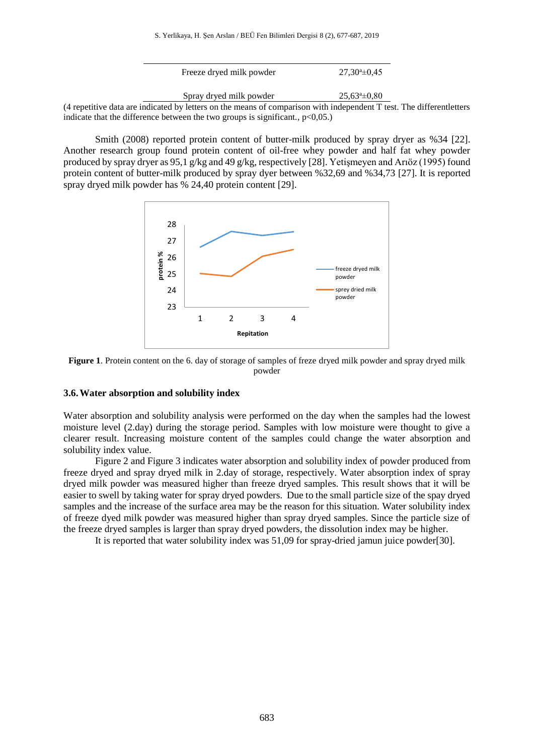| Freeze dryed milk powder | 27,30$^{a}$±0,45 |
|---|---|
| Spray dryed milk powder | 25,63$^{a}$±0,80 |

(4 repetitive data are indicated by letters on the means of comparison with independent T test. The differentletters indicate that the difference between the two groups is significant., $p<0,05$.)

Smith (2008) reported protein content of butter-milk produced by spray dryer as %34 [22]. Another research group found protein content of oil-free whey powder and half fat whey powder produced by spray dryer as 95,1 g/kg and 49 g/kg, respectively [28]. Yetişmeyen and Arıöz (1995) found protein content of butter-milk produced by spray dyer between %32,69 and %34,73 [27]. It is reported spray dryed milk powder has % 24,40 protein content [29].

**Figure 1**. Protein content on the 6. day of storage of samples of freze dryed milk powder and spray dryed milk powder

### 3.6. Water absorption and solubility index

Water absorption and solubility analysis were performed on the day when the samples had the lowest moisture level (2.day) during the storage period. Samples with low moisture were thought to give a clearer result. Increasing moisture content of the samples could change the water absorption and solubility index value.

Figure 2 and Figure 3 indicates water absorption and solubility index of powder produced from freeze dryed and spray dryed milk in 2.day of storage, respectively. Water absorption index of spray dryed milk powder was measured higher than freeze dryed samples. This result shows that it will be easier to swell by taking water for spray dryed powders. Due to the small particle size of the spay dryed samples and the increase of the surface area may be the reason for this situation. Water solubility index of freeze dyed milk powder was measured higher than spray dryed samples. Since the particle size of the freeze dryed samples is larger than spray dryed powders, the dissolution index may be higher.

It is reported that water solubility index was 51,09 for spray-dried jamun juice powder[30].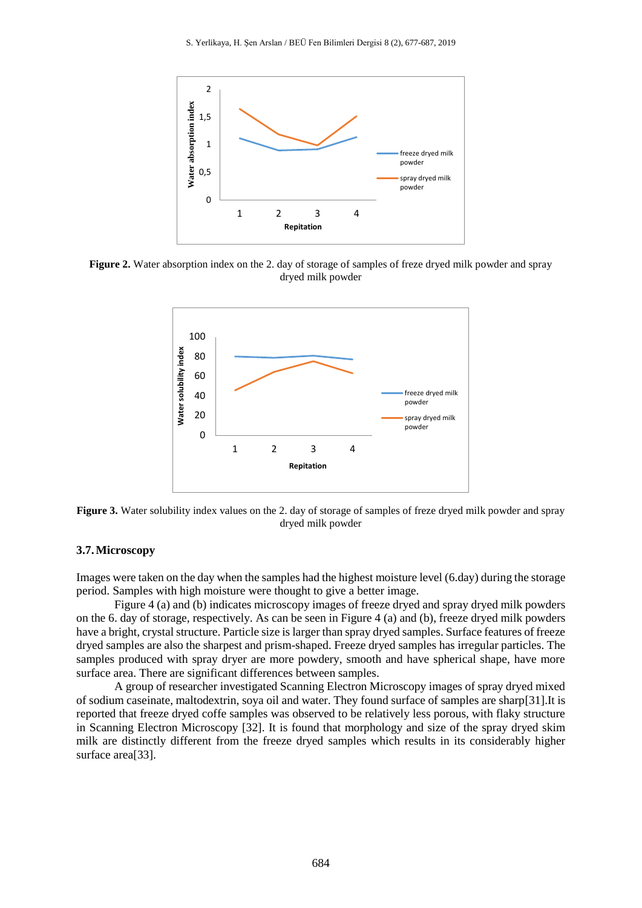Figure 2. Water absorption index on the 2. day of storage of samples of freze dryed milk powder and spray dryed milk powder

Figure 3. Water solubility index values on the 2. day of storage of samples of freze dryed milk powder and spray dryed milk powder

### 3.7. Microscopy

Images were taken on the day when the samples had the highest moisture level (6.day) during the storage period. Samples with high moisture were thought to give a better image.

Figure 4 (a) and (b) indicates microscopy images of freeze dryed and spray dryed milk powders on the 6. day of storage, respectively. As can be seen in Figure 4 (a) and (b), freeze dryed milk powders have a bright, crystal structure. Particle size is larger than spray dryed samples. Surface features of freeze dryed samples are also the sharpest and prism-shaped. Freeze dryed samples has irregular particles. The samples produced with spray dryer are more powdery, smooth and have spherical shape, have more surface area. There are significant differences between samples.

A group of researcher investigated Scanning Electron Microscopy images of spray dryed mixed of sodium caseinate, maltodextrin, soya oil and water. They found surface of samples are sharp[31].It is reported that freeze dryed coffe samples was observed to be relatively less porous, with flaky structure in Scanning Electron Microscopy [32]. It is found that morphology and size of the spray dryed skim milk are distinctly different from the freeze dryed samples which results in its considerably higher surface area[33].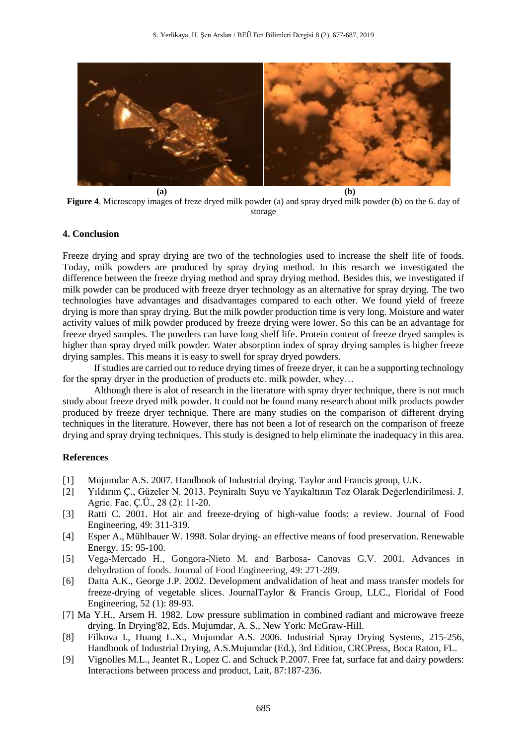(a) (b)

**Figure 4**. Microscopy images of freze dryed milk powder (a) and spray dryed milk powder (b) on the 6. day of storage

## 4. Conclusion

Freeze drying and spray drying are two of the technologies used to increase the shelf life of foods. Today, milk powders are produced by spray drying method. In this resarch we investigated the difference between the freeze drying method and spray drying method. Besides this, we investigated if milk powder can be produced with freeze dryer technology as an alternative for spray drying. The two technologies have advantages and disadvantages compared to each other. We found yield of freeze drying is more than spray drying. But the milk powder production time is very long. Moisture and water activity values of milk powder produced by freeze drying were lower. So this can be an advantage for freeze dryed samples. The powders can have long shelf life. Protein content of freeze dryed samples is higher than spray dryed milk powder. Water absorption index of spray drying samples is higher freeze drying samples. This means it is easy to swell for spray dryed powders.

If studies are carried out to reduce drying times of freeze dryer, it can be a supporting technology for the spray dryer in the production of products etc. milk powder, whey…

Although there is alot of research in the literature with spray dryer technique, there is not much study about freeze dryed milk powder. It could not be found many research about milk products powder produced by freeze dryer technique. There are many studies on the comparison of different drying techniques in the literature. However, there has not been a lot of research on the comparison of freeze drying and spray drying techniques. This study is designed to help eliminate the inadequacy in this area.

## References

[1] Mujumdar A.S. 2007. Handbook of Industrial drying. Taylor and Francis group, U.K.

[2] Yıldırım Ç., Güzeler N. 2013. Peyniraltı Suyu ve Yayıkaltının Toz Olarak Değerlendirilmesi. J. Agric. Fac. Ç.Ü., 28 (2): 11-20.

[3] Ratti C. 2001. Hot air and freeze-drying of high-value foods: a review. Journal of Food Engineering, 49: 311-319.

[4] Esper A., Mühlbauer W. 1998. Solar drying- an effective means of food preservation. Renewable Energy. 15: 95-100.

[5] Vega-Mercado H., Gongora-Nieto M. and Barbosa- Canovas G.V. 2001. Advances in dehydration of foods. Journal of Food Engineering, 49: 271-289.

[6] Datta A.K., George J.P. 2002. Development andvalidation of heat and mass transfer models for freeze-drying of vegetable slices. JournalTaylor & Francis Group, LLC., Floridal of Food Engineering, 52 (1): 89-93.

[7] Ma Y.H., Arsem H. 1982. Low pressure sublimation in combined radiant and microwave freeze drying. In Drying'82, Eds. Mujumdar, A. S., New York: McGraw-Hill.

[8] Filkova I., Huang L.X., Mujumdar A.S. 2006. Industrial Spray Drying Systems, 215-256, Handbook of Industrial Drying, A.S.Mujumdar (Ed.), 3rd Edition, CRCPress, Boca Raton, FL.

[9] Vignolles M.L., Jeantet R., Lopez C. and Schuck P.2007. Free fat, surface fat and dairy powders: Interactions between process and product, Lait, 87:187-236.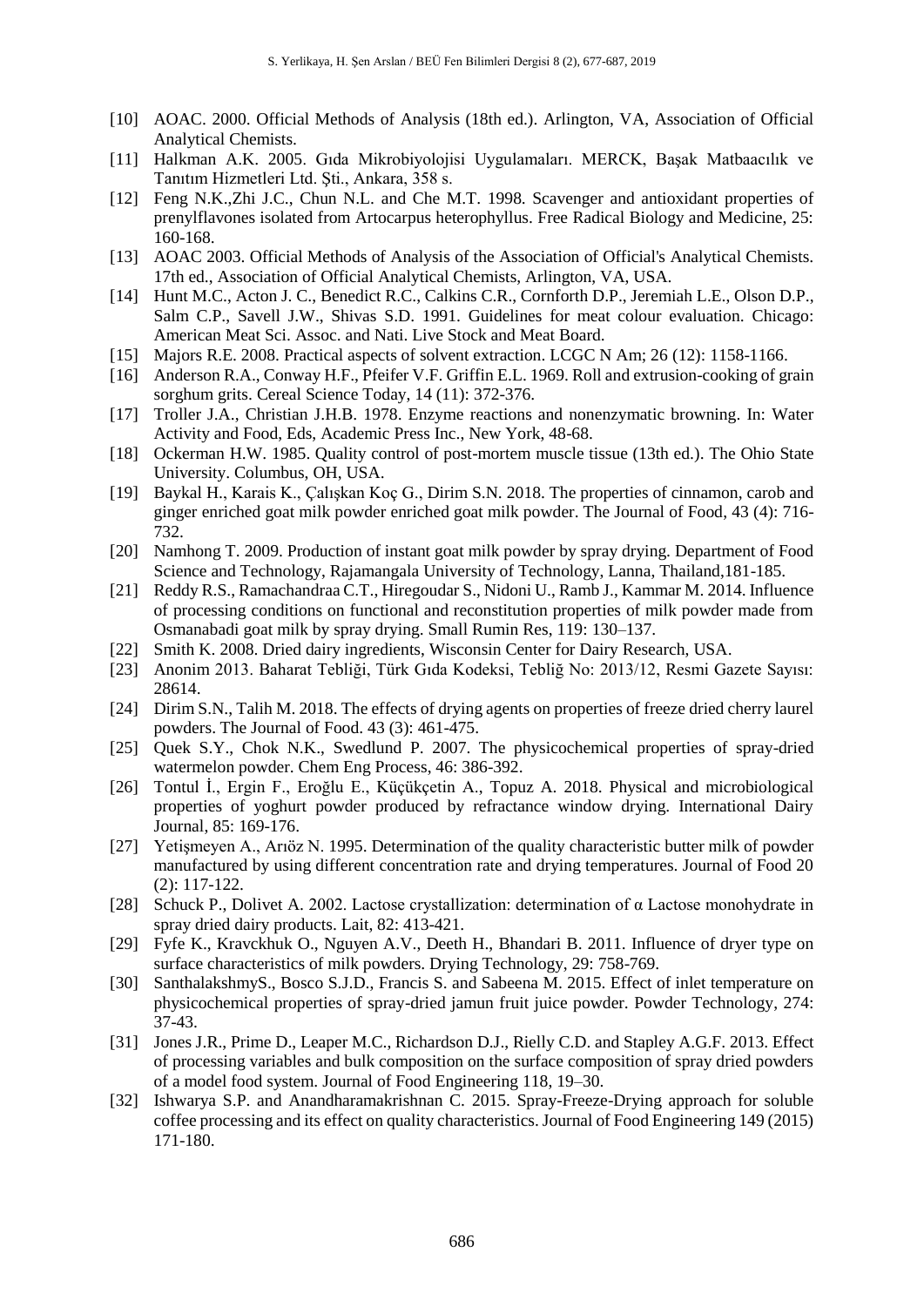[10] AOAC. 2000. Official Methods of Analysis (18th ed.). Arlington, VA, Association of Official Analytical Chemists.

[11] Halkman A.K. 2005. Gıda Mikrobiyolojisi Uygulamaları. MERCK, Başak Matbaacılık ve Tanıtım Hizmetleri Ltd. Şti., Ankara, 358 s.

[12] Feng N.K.,Zhi J.C., Chun N.L. and Che M.T. 1998. Scavenger and antioxidant properties of prenylflavones isolated from Artocarpus heterophyllus. Free Radical Biology and Medicine, 25: 160-168.

[13] AOAC 2003. Official Methods of Analysis of the Association of Official's Analytical Chemists. 17th ed., Association of Official Analytical Chemists, Arlington, VA, USA.

[14] Hunt M.C., Acton J. C., Benedict R.C., Calkins C.R., Cornforth D.P., Jeremiah L.E., Olson D.P., Salm C.P., Savell J.W., Shivas S.D. 1991. Guidelines for meat colour evaluation. Chicago: American Meat Sci. Assoc. and Nati. Live Stock and Meat Board.

[15] Majors R.E. 2008. Practical aspects of solvent extraction. LCGC N Am; 26 (12): 1158-1166.

[16] Anderson R.A., Conway H.F., Pfeifer V.F. Griffin E.L. 1969. Roll and extrusion-cooking of grain sorghum grits. Cereal Science Today, 14 (11): 372-376.

[17] Troller J.A., Christian J.H.B. 1978. Enzyme reactions and nonenzymatic browning. In: Water Activity and Food, Eds, Academic Press Inc., New York, 48-68.

[18] Ockerman H.W. 1985. Quality control of post-mortem muscle tissue (13th ed.). The Ohio State University. Columbus, OH, USA.

[19] Baykal H., Karais K., Çalışkan Koç G., Dirim S.N. 2018. The properties of cinnamon, carob and ginger enriched goat milk powder enriched goat milk powder. The Journal of Food, 43 (4): 716-732.

[20] Namhong T. 2009. Production of instant goat milk powder by spray drying. Department of Food Science and Technology, Rajamangala University of Technology, Lanna, Thailand,181-185.

[21] Reddy R.S., Ramachandraa C.T., Hiregoudar S., Nidoni U., Ramb J., Kammar M. 2014. Influence of processing conditions on functional and reconstitution properties of milk powder made from Osmanabadi goat milk by spray drying. Small Rumin Res, 119: 130–137.

[22] Smith K. 2008. Dried dairy ingredients, Wisconsin Center for Dairy Research, USA.

[23] Anonim 2013. Baharat Tebliği, Türk Gıda Kodeksi, Tebliğ No: 2013/12, Resmi Gazete Sayısı: 28614.

[24] Dirim S.N., Talih M. 2018. The effects of drying agents on properties of freeze dried cherry laurel powders. The Journal of Food. 43 (3): 461-475.

[25] Quek S.Y., Chok N.K., Swedlund P. 2007. The physicochemical properties of spray-dried watermelon powder. Chem Eng Process, 46: 386-392.

[26] Tontul İ., Ergin F., Eroğlu E., Küçükçetin A., Topuz A. 2018. Physical and microbiological properties of yoghurt powder produced by refractance window drying. International Dairy Journal, 85: 169-176.

[27] Yetişmeyen A., Arıöz N. 1995. Determination of the quality characteristic butter milk of powder manufactured by using different concentration rate and drying temperatures. Journal of Food 20 (2): 117-122.

[28] Schuck P., Dolivet A. 2002. Lactose crystallization: determination of α Lactose monohydrate in spray dried dairy products. Lait, 82: 413-421.

[29] Fyfe K., Kravckhuk O., Nguyen A.V., Deeth H., Bhandari B. 2011. Influence of dryer type on surface characteristics of milk powders. Drying Technology, 29: 758-769.

[30] SanthalakshmyS., Bosco S.J.D., Francis S. and Sabeena M. 2015. Effect of inlet temperature on physicochemical properties of spray-dried jamun fruit juice powder. Powder Technology, 274: 37-43.

[31] Jones J.R., Prime D., Leaper M.C., Richardson D.J., Rielly C.D. and Stapley A.G.F. 2013. Effect of processing variables and bulk composition on the surface composition of spray dried powders of a model food system. Journal of Food Engineering 118, 19–30.

[32] Ishwarya S.P. and Anandharamakrishnan C. 2015. Spray-Freeze-Drying approach for soluble coffee processing and its effect on quality characteristics. Journal of Food Engineering 149 (2015) 171-180.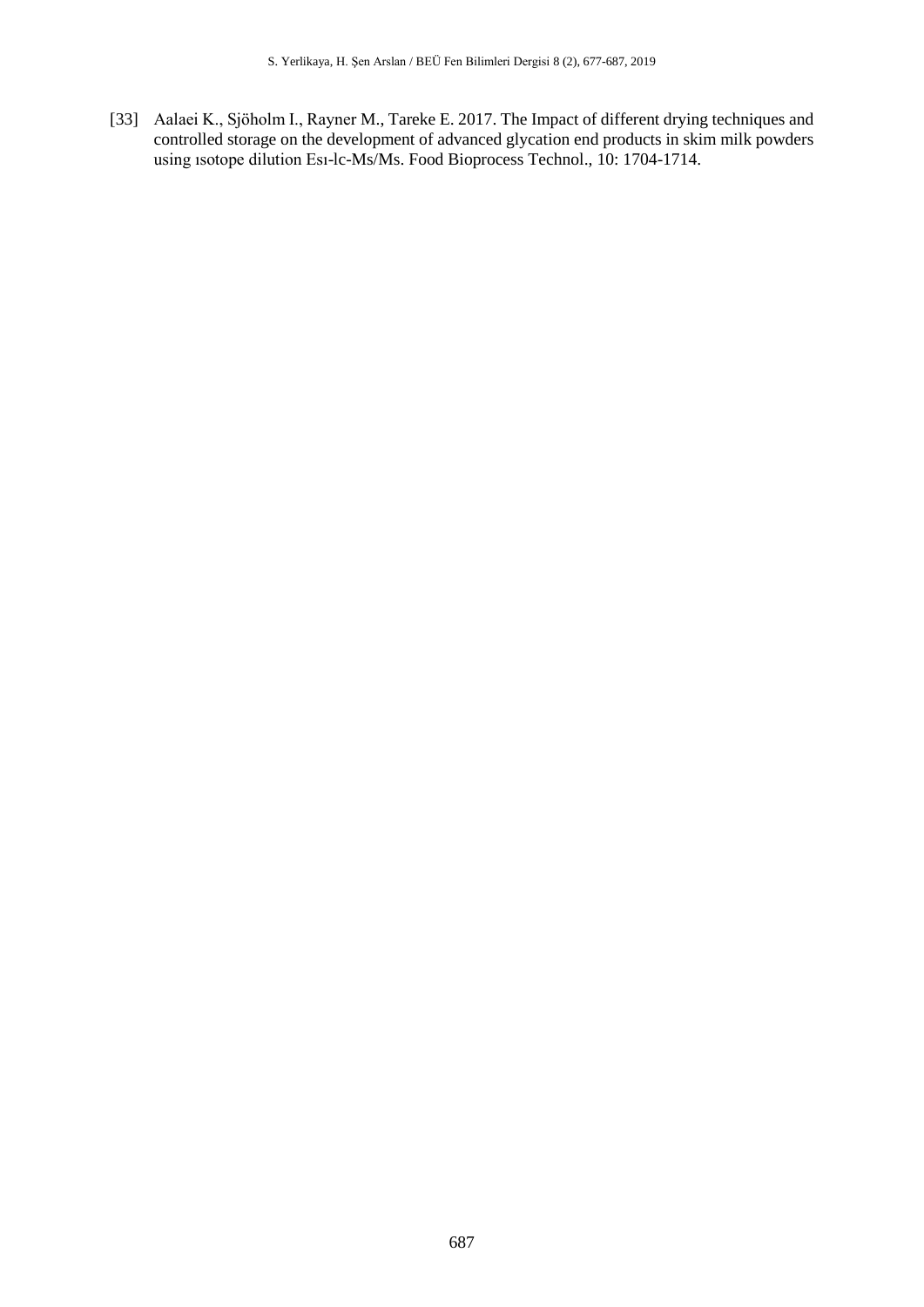[33] Aalaei K., Sjöholm I., Rayner M., Tareke E. 2017. The Impact of different drying techniques and controlled storage on the development of advanced glycation end products in skim milk powders using ısotope dilution Esı-lc-Ms/Ms. Food Bioprocess Technol., 10: 1704-1714.